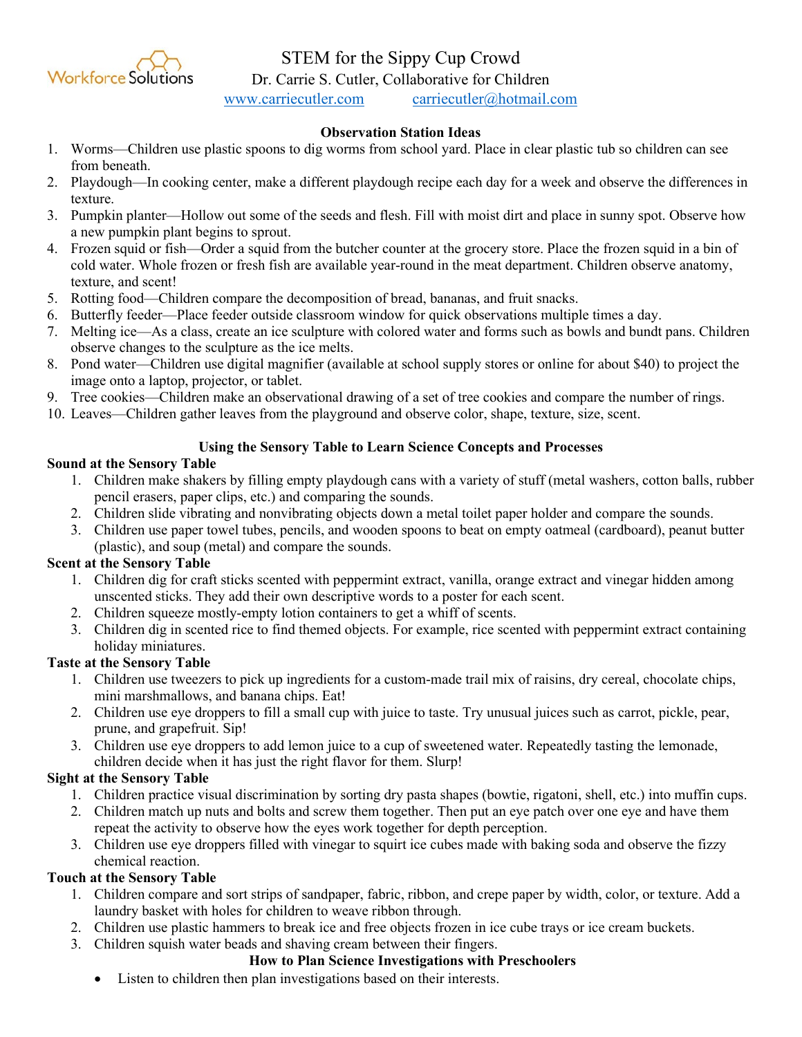Workforce Solutions

# STEM for the Sippy Cup Crowd

Dr. Carrie S. Cutler, Collaborative for Children

www.carriecutler.com    carriecutler@hotmail.com

## Observation Station Ideas

1. Worms—Children use plastic spoons to dig worms from school yard. Place in clear plastic tub so children can see from beneath.
2. Playdough—In cooking center, make a different playdough recipe each day for a week and observe the differences in texture.
3. Pumpkin planter—Hollow out some of the seeds and flesh. Fill with moist dirt and place in sunny spot. Observe how a new pumpkin plant begins to sprout.
4. Frozen squid or fish—Order a squid from the butcher counter at the grocery store. Place the frozen squid in a bin of cold water. Whole frozen or fresh fish are available year-round in the meat department. Children observe anatomy, texture, and scent!
5. Rotting food—Children compare the decomposition of bread, bananas, and fruit snacks.
6. Butterfly feeder—Place feeder outside classroom window for quick observations multiple times a day.
7. Melting ice—As a class, create an ice sculpture with colored water and forms such as bowls and bundt pans. Children observe changes to the sculpture as the ice melts.
8. Pond water—Children use digital magnifier (available at school supply stores or online for about $40) to project the image onto a laptop, projector, or tablet.
9. Tree cookies—Children make an observational drawing of a set of tree cookies and compare the number of rings.
10. Leaves—Children gather leaves from the playground and observe color, shape, texture, size, scent.

## Using the Sensory Table to Learn Science Concepts and Processes

### Sound at the Sensory Table

1. Children make shakers by filling empty playdough cans with a variety of stuff (metal washers, cotton balls, rubber pencil erasers, paper clips, etc.) and comparing the sounds.
2. Children slide vibrating and nonvibrating objects down a metal toilet paper holder and compare the sounds.
3. Children use paper towel tubes, pencils, and wooden spoons to beat on empty oatmeal (cardboard), peanut butter (plastic), and soup (metal) and compare the sounds.

### Scent at the Sensory Table

1. Children dig for craft sticks scented with peppermint extract, vanilla, orange extract and vinegar hidden among unscented sticks. They add their own descriptive words to a poster for each scent.
2. Children squeeze mostly-empty lotion containers to get a whiff of scents.
3. Children dig in scented rice to find themed objects. For example, rice scented with peppermint extract containing holiday miniatures.

### Taste at the Sensory Table

1. Children use tweezers to pick up ingredients for a custom-made trail mix of raisins, dry cereal, chocolate chips, mini marshmallows, and banana chips. Eat!
2. Children use eye droppers to fill a small cup with juice to taste. Try unusual juices such as carrot, pickle, pear, prune, and grapefruit. Sip!
3. Children use eye droppers to add lemon juice to a cup of sweetened water. Repeatedly tasting the lemonade, children decide when it has just the right flavor for them. Slurp!

### Sight at the Sensory Table

1. Children practice visual discrimination by sorting dry pasta shapes (bowtie, rigatoni, shell, etc.) into muffin cups.
2. Children match up nuts and bolts and screw them together. Then put an eye patch over one eye and have them repeat the activity to observe how the eyes work together for depth perception.
3. Children use eye droppers filled with vinegar to squirt ice cubes made with baking soda and observe the fizzy chemical reaction.

### Touch at the Sensory Table

1. Children compare and sort strips of sandpaper, fabric, ribbon, and crepe paper by width, color, or texture. Add a laundry basket with holes for children to weave ribbon through.
2. Children use plastic hammers to break ice and free objects frozen in ice cube trays or ice cream buckets.
3. Children squish water beads and shaving cream between their fingers.

## How to Plan Science Investigations with Preschoolers

- Listen to children then plan investigations based on their interests.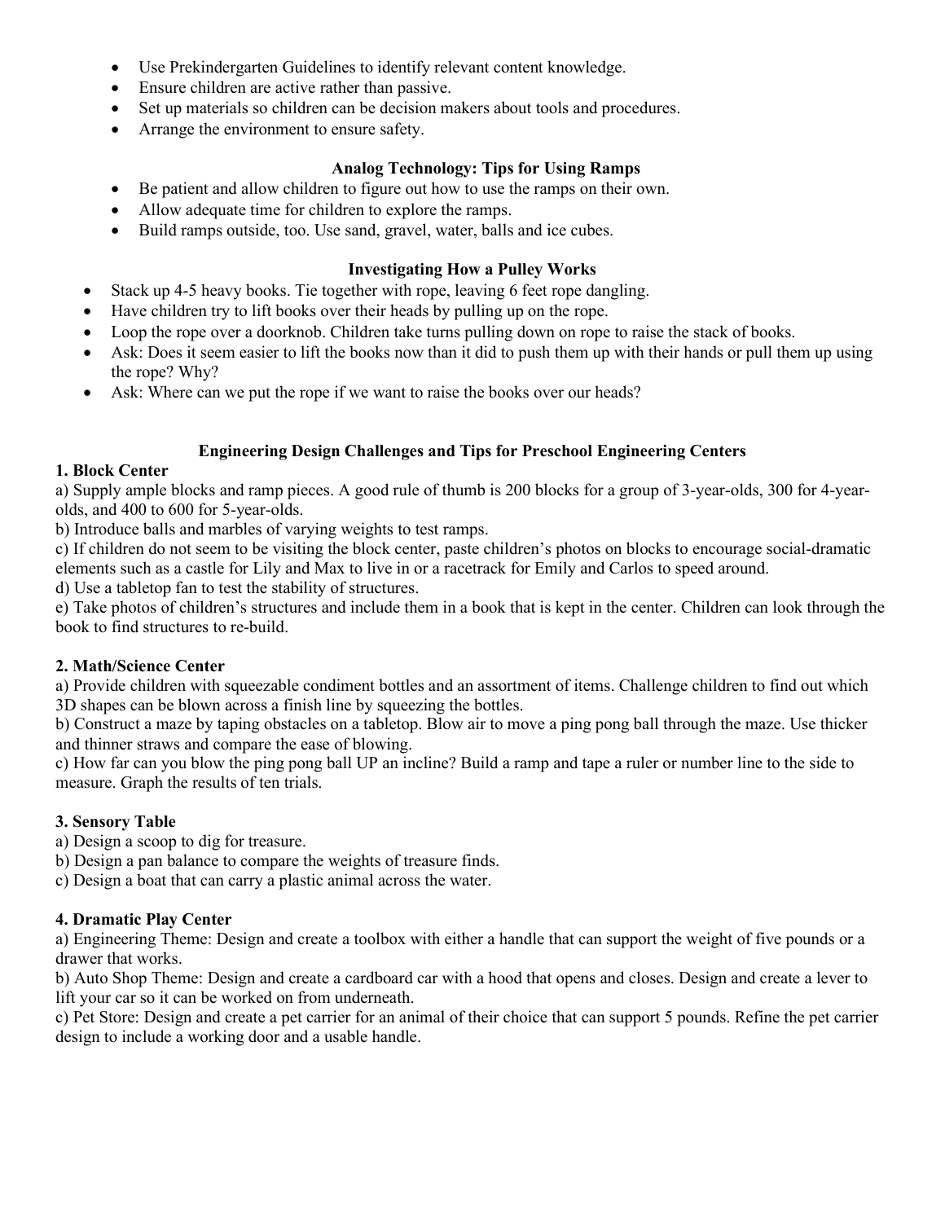- Use Prekindergarten Guidelines to identify relevant content knowledge.
- Ensure children are active rather than passive.
- Set up materials so children can be decision makers about tools and procedures.
- Arrange the environment to ensure safety.

### Analog Technology: Tips for Using Ramps

- Be patient and allow children to figure out how to use the ramps on their own.
- Allow adequate time for children to explore the ramps.
- Build ramps outside, too. Use sand, gravel, water, balls and ice cubes.

### Investigating How a Pulley Works

- Stack up 4-5 heavy books. Tie together with rope, leaving 6 feet rope dangling.
- Have children try to lift books over their heads by pulling up on the rope.
- Loop the rope over a doorknob. Children take turns pulling down on rope to raise the stack of books.
- Ask: Does it seem easier to lift the books now than it did to push them up with their hands or pull them up using the rope? Why?
- Ask: Where can we put the rope if we want to raise the books over our heads?

### Engineering Design Challenges and Tips for Preschool Engineering Centers

**1. Block Center**

a) Supply ample blocks and ramp pieces. A good rule of thumb is 200 blocks for a group of 3-year-olds, 300 for 4-year-olds, and 400 to 600 for 5-year-olds.
b) Introduce balls and marbles of varying weights to test ramps.
c) If children do not seem to be visiting the block center, paste children's photos on blocks to encourage social-dramatic elements such as a castle for Lily and Max to live in or a racetrack for Emily and Carlos to speed around.
d) Use a tabletop fan to test the stability of structures.
e) Take photos of children's structures and include them in a book that is kept in the center. Children can look through the book to find structures to re-build.

**2. Math/Science Center**

a) Provide children with squeezable condiment bottles and an assortment of items. Challenge children to find out which 3D shapes can be blown across a finish line by squeezing the bottles.
b) Construct a maze by taping obstacles on a tabletop. Blow air to move a ping pong ball through the maze. Use thicker and thinner straws and compare the ease of blowing.
c) How far can you blow the ping pong ball UP an incline? Build a ramp and tape a ruler or number line to the side to measure. Graph the results of ten trials.

**3. Sensory Table**

a) Design a scoop to dig for treasure.
b) Design a pan balance to compare the weights of treasure finds.
c) Design a boat that can carry a plastic animal across the water.

**4. Dramatic Play Center**

a) Engineering Theme: Design and create a toolbox with either a handle that can support the weight of five pounds or a drawer that works.
b) Auto Shop Theme: Design and create a cardboard car with a hood that opens and closes. Design and create a lever to lift your car so it can be worked on from underneath.
c) Pet Store: Design and create a pet carrier for an animal of their choice that can support 5 pounds. Refine the pet carrier design to include a working door and a usable handle.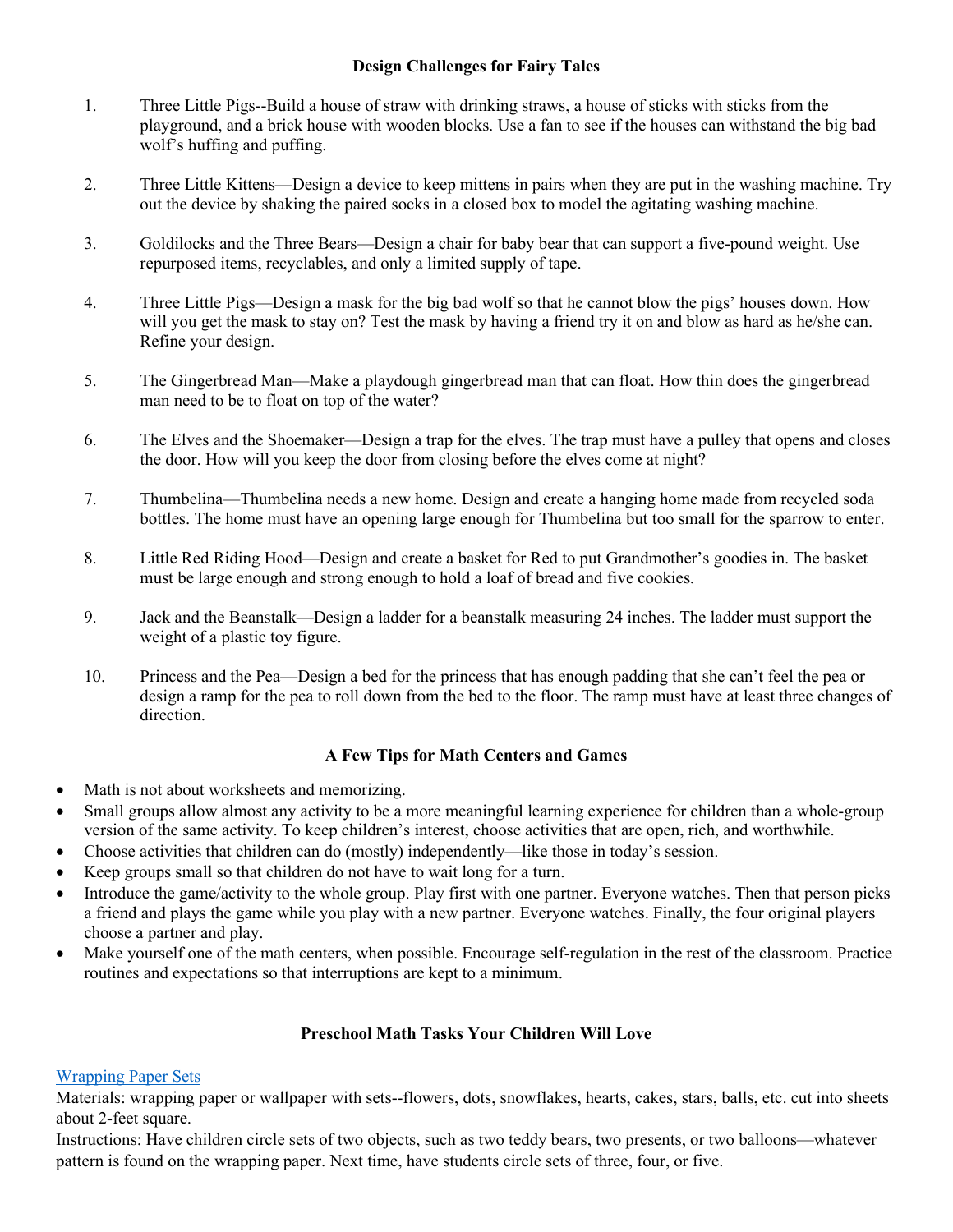## Design Challenges for Fairy Tales

1. Three Little Pigs--Build a house of straw with drinking straws, a house of sticks with sticks from the playground, and a brick house with wooden blocks. Use a fan to see if the houses can withstand the big bad wolf's huffing and puffing.

2. Three Little Kittens—Design a device to keep mittens in pairs when they are put in the washing machine. Try out the device by shaking the paired socks in a closed box to model the agitating washing machine.

3. Goldilocks and the Three Bears—Design a chair for baby bear that can support a five-pound weight. Use repurposed items, recyclables, and only a limited supply of tape.

4. Three Little Pigs—Design a mask for the big bad wolf so that he cannot blow the pigs' houses down. How will you get the mask to stay on? Test the mask by having a friend try it on and blow as hard as he/she can. Refine your design.

5. The Gingerbread Man—Make a playdough gingerbread man that can float. How thin does the gingerbread man need to be to float on top of the water?

6. The Elves and the Shoemaker—Design a trap for the elves. The trap must have a pulley that opens and closes the door. How will you keep the door from closing before the elves come at night?

7. Thumbelina—Thumbelina needs a new home. Design and create a hanging home made from recycled soda bottles. The home must have an opening large enough for Thumbelina but too small for the sparrow to enter.

8. Little Red Riding Hood—Design and create a basket for Red to put Grandmother's goodies in. The basket must be large enough and strong enough to hold a loaf of bread and five cookies.

9. Jack and the Beanstalk—Design a ladder for a beanstalk measuring 24 inches. The ladder must support the weight of a plastic toy figure.

10. Princess and the Pea—Design a bed for the princess that has enough padding that she can't feel the pea or design a ramp for the pea to roll down from the bed to the floor. The ramp must have at least three changes of direction.

## A Few Tips for Math Centers and Games

- Math is not about worksheets and memorizing.
- Small groups allow almost any activity to be a more meaningful learning experience for children than a whole-group version of the same activity. To keep children's interest, choose activities that are open, rich, and worthwhile.
- Choose activities that children can do (mostly) independently—like those in today's session.
- Keep groups small so that children do not have to wait long for a turn.
- Introduce the game/activity to the whole group. Play first with one partner. Everyone watches. Then that person picks a friend and plays the game while you play with a new partner. Everyone watches. Finally, the four original players choose a partner and play.
- Make yourself one of the math centers, when possible. Encourage self-regulation in the rest of the classroom. Practice routines and expectations so that interruptions are kept to a minimum.

## Preschool Math Tasks Your Children Will Love

Wrapping Paper Sets

Materials: wrapping paper or wallpaper with sets--flowers, dots, snowflakes, hearts, cakes, stars, balls, etc. cut into sheets about 2-feet square.

Instructions: Have children circle sets of two objects, such as two teddy bears, two presents, or two balloons—whatever pattern is found on the wrapping paper. Next time, have students circle sets of three, four, or five.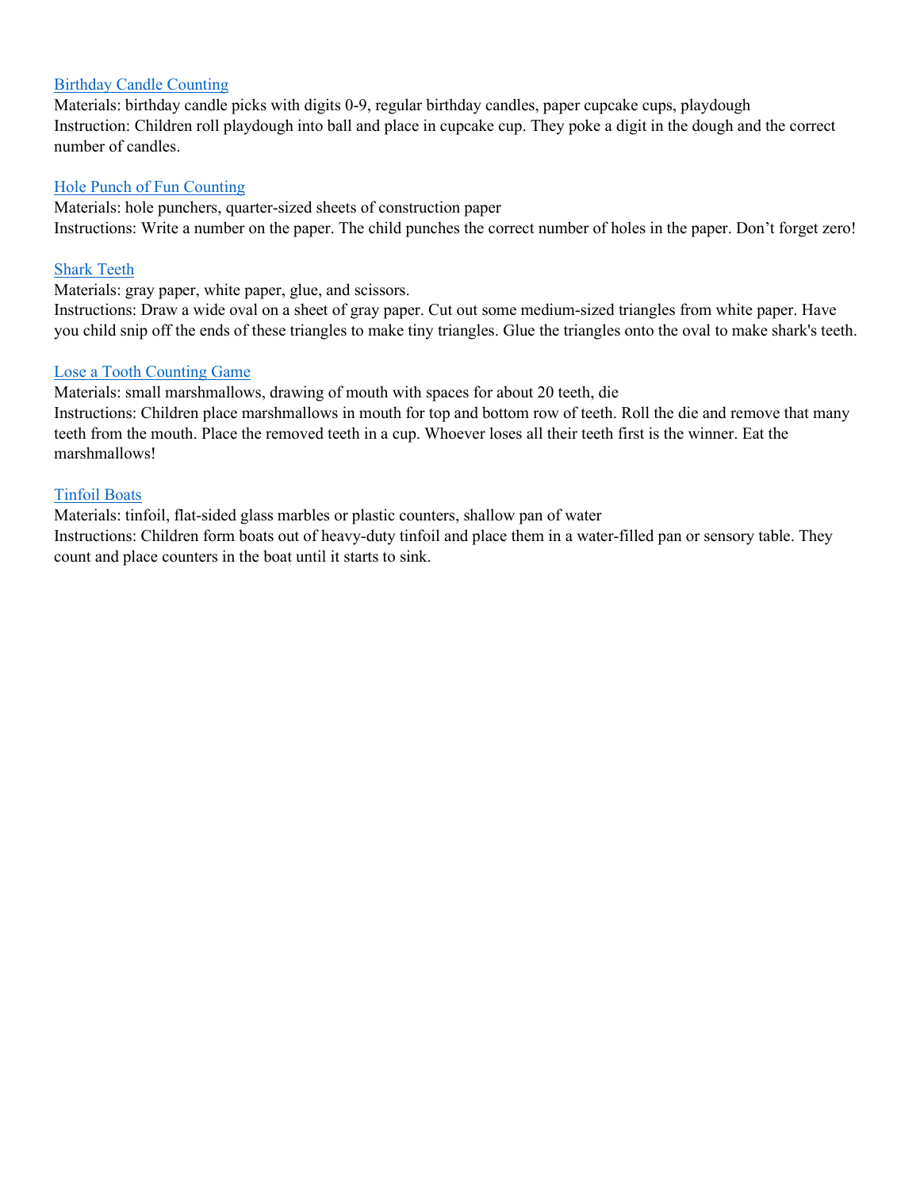[Birthday Candle Counting]

Materials: birthday candle picks with digits 0-9, regular birthday candles, paper cupcake cups, playdough

Instruction: Children roll playdough into ball and place in cupcake cup. They poke a digit in the dough and the correct number of candles.

[Hole Punch of Fun Counting]

Materials: hole punchers, quarter-sized sheets of construction paper

Instructions: Write a number on the paper. The child punches the correct number of holes in the paper. Don't forget zero!

[Shark Teeth]

Materials: gray paper, white paper, glue, and scissors.

Instructions: Draw a wide oval on a sheet of gray paper. Cut out some medium-sized triangles from white paper. Have you child snip off the ends of these triangles to make tiny triangles. Glue the triangles onto the oval to make shark's teeth.

[Lose a Tooth Counting Game]

Materials: small marshmallows, drawing of mouth with spaces for about 20 teeth, die

Instructions: Children place marshmallows in mouth for top and bottom row of teeth. Roll the die and remove that many teeth from the mouth. Place the removed teeth in a cup. Whoever loses all their teeth first is the winner. Eat the marshmallows!

[Tinfoil Boats]

Materials: tinfoil, flat-sided glass marbles or plastic counters, shallow pan of water

Instructions: Children form boats out of heavy-duty tinfoil and place them in a water-filled pan or sensory table. They count and place counters in the boat until it starts to sink.